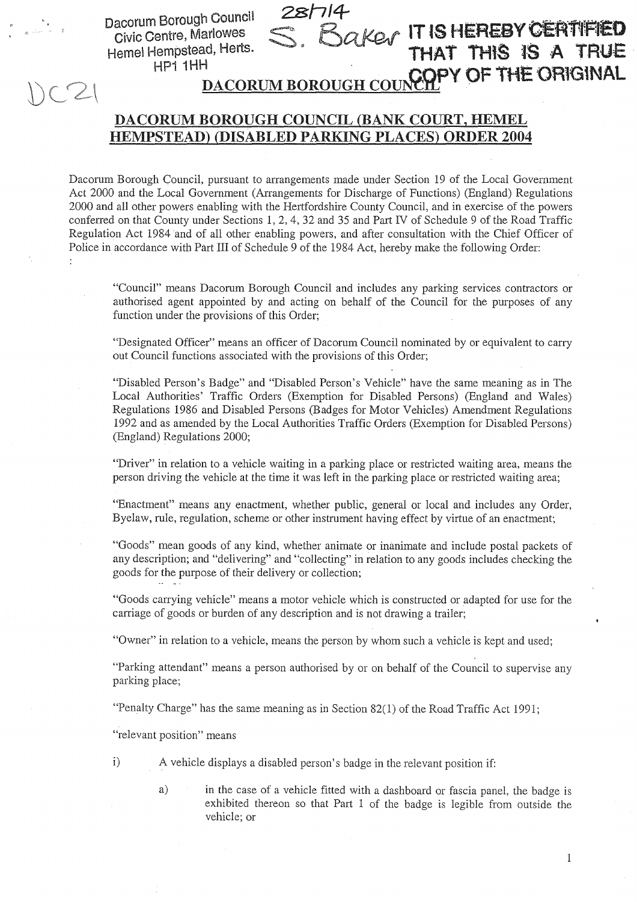Dacorum Borough Council
Civic Centre, Marlowes
Hemel Hempstead, Herts.
HP1 1HH

28/7/14
S. Baker

IT IS HEREBY CERTIFIED THAT THIS IS A TRUE COPY OF THE ORIGINAL

DC21

## DACORUM BOROUGH COUNCIL

## DACORUM BOROUGH COUNCIL (BANK COURT, HEMEL HEMPSTEAD) (DISABLED PARKING PLACES) ORDER 2004

Dacorum Borough Council, pursuant to arrangements made under Section 19 of the Local Government Act 2000 and the Local Government (Arrangements for Discharge of Functions) (England) Regulations 2000 and all other powers enabling with the Hertfordshire County Council, and in exercise of the powers conferred on that County under Sections 1, 2, 4, 32 and 35 and Part IV of Schedule 9 of the Road Traffic Regulation Act 1984 and of all other enabling powers, and after consultation with the Chief Officer of Police in accordance with Part III of Schedule 9 of the 1984 Act, hereby make the following Order:

:

"Council" means Dacorum Borough Council and includes any parking services contractors or authorised agent appointed by and acting on behalf of the Council for the purposes of any function under the provisions of this Order;

"Designated Officer" means an officer of Dacorum Council nominated by or equivalent to carry out Council functions associated with the provisions of this Order;

"Disabled Person's Badge" and "Disabled Person's Vehicle" have the same meaning as in The Local Authorities' Traffic Orders (Exemption for Disabled Persons) (England and Wales) Regulations 1986 and Disabled Persons (Badges for Motor Vehicles) Amendment Regulations 1992 and as amended by the Local Authorities Traffic Orders (Exemption for Disabled Persons) (England) Regulations 2000;

"Driver" in relation to a vehicle waiting in a parking place or restricted waiting area, means the person driving the vehicle at the time it was left in the parking place or restricted waiting area;

"Enactment" means any enactment, whether public, general or local and includes any Order, Byelaw, rule, regulation, scheme or other instrument having effect by virtue of an enactment;

"Goods" mean goods of any kind, whether animate or inanimate and include postal packets of any description; and "delivering" and "collecting" in relation to any goods includes checking the goods for the purpose of their delivery or collection;

"Goods carrying vehicle" means a motor vehicle which is constructed or adapted for use for the carriage of goods or burden of any description and is not drawing a trailer;

"Owner" in relation to a vehicle, means the person by whom such a vehicle is kept and used;

"Parking attendant" means a person authorised by or on behalf of the Council to supervise any parking place;

"Penalty Charge" has the same meaning as in Section 82(1) of the Road Traffic Act 1991;

"relevant position" means

i) A vehicle displays a disabled person's badge in the relevant position if:

   a) in the case of a vehicle fitted with a dashboard or fascia panel, the badge is exhibited thereon so that Part 1 of the badge is legible from outside the vehicle; or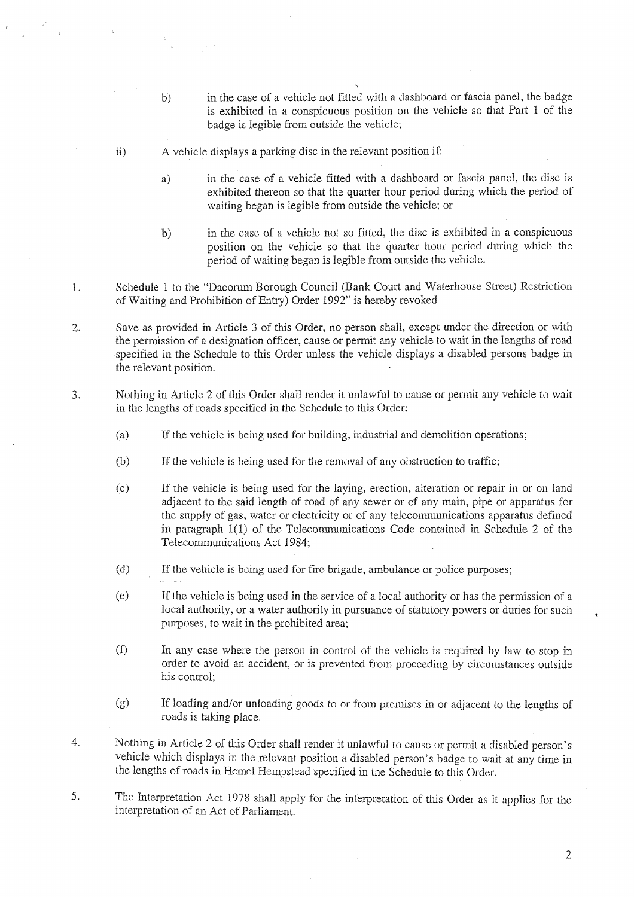b) in the case of a vehicle not fitted with a dashboard or fascia panel, the badge is exhibited in a conspicuous position on the vehicle so that Part 1 of the badge is legible from outside the vehicle;

ii) A vehicle displays a parking disc in the relevant position if:

a) in the case of a vehicle fitted with a dashboard or fascia panel, the disc is exhibited thereon so that the quarter hour period during which the period of waiting began is legible from outside the vehicle; or

b) in the case of a vehicle not so fitted, the disc is exhibited in a conspicuous position on the vehicle so that the quarter hour period during which the period of waiting began is legible from outside the vehicle.

1. Schedule 1 to the "Dacorum Borough Council (Bank Court and Waterhouse Street) Restriction of Waiting and Prohibition of Entry) Order 1992" is hereby revoked

2. Save as provided in Article 3 of this Order, no person shall, except under the direction or with the permission of a designation officer, cause or permit any vehicle to wait in the lengths of road specified in the Schedule to this Order unless the vehicle displays a disabled persons badge in the relevant position.

3. Nothing in Article 2 of this Order shall render it unlawful to cause or permit any vehicle to wait in the lengths of roads specified in the Schedule to this Order:

   (a) If the vehicle is being used for building, industrial and demolition operations;

   (b) If the vehicle is being used for the removal of any obstruction to traffic;

   (c) If the vehicle is being used for the laying, erection, alteration or repair in or on land adjacent to the said length of road of any sewer or of any main, pipe or apparatus for the supply of gas, water or electricity or of any telecommunications apparatus defined in paragraph 1(1) of the Telecommunications Code contained in Schedule 2 of the Telecommunications Act 1984;

   (d) If the vehicle is being used for fire brigade, ambulance or police purposes;

   (e) If the vehicle is being used in the service of a local authority or has the permission of a local authority, or a water authority in pursuance of statutory powers or duties for such purposes, to wait in the prohibited area;

   (f) In any case where the person in control of the vehicle is required by law to stop in order to avoid an accident, or is prevented from proceeding by circumstances outside his control;

   (g) If loading and/or unloading goods to or from premises in or adjacent to the lengths of roads is taking place.

4. Nothing in Article 2 of this Order shall render it unlawful to cause or permit a disabled person's vehicle which displays in the relevant position a disabled person's badge to wait at any time in the lengths of roads in Hemel Hempstead specified in the Schedule to this Order.

5. The Interpretation Act 1978 shall apply for the interpretation of this Order as it applies for the interpretation of an Act of Parliament.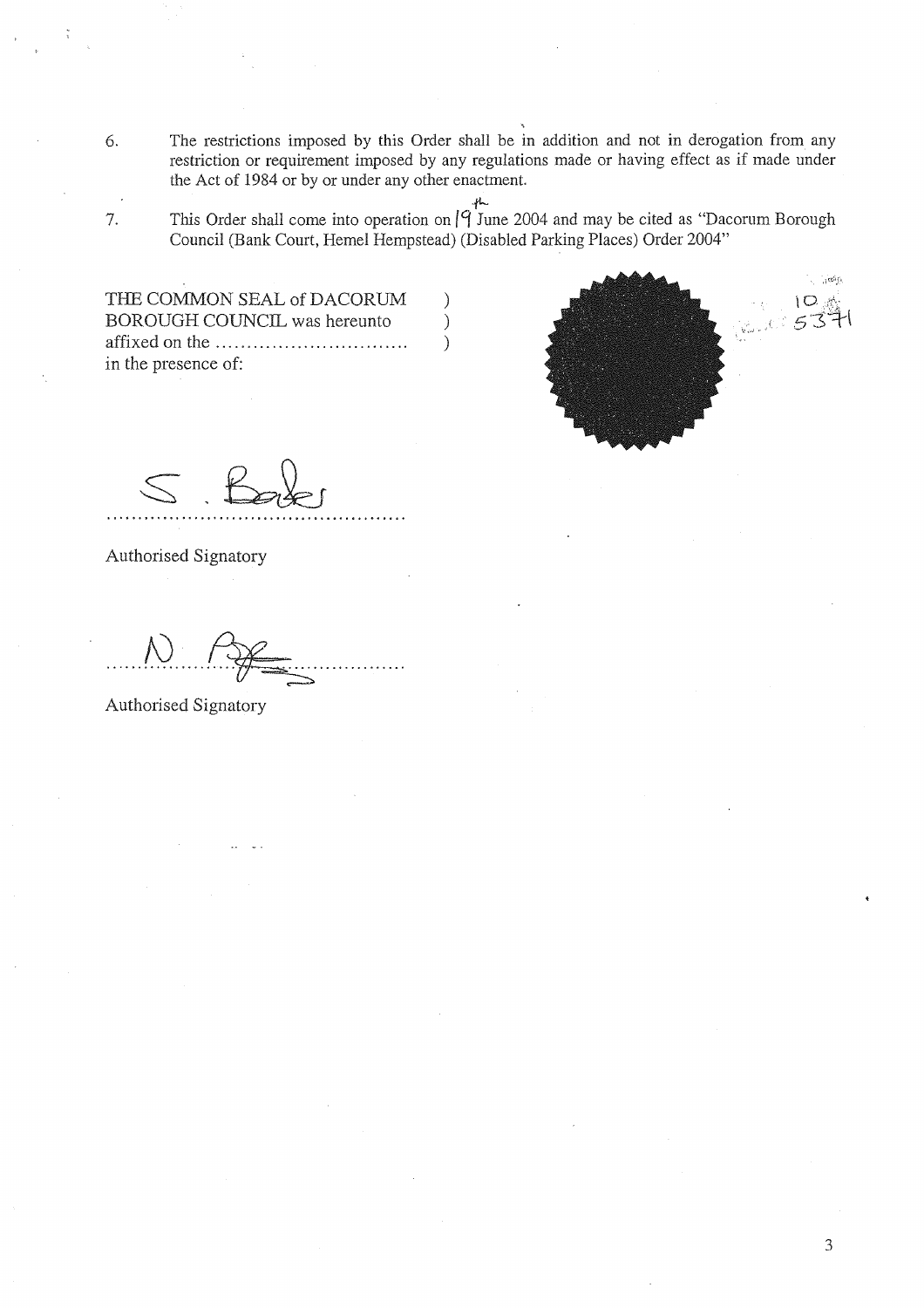6. The restrictions imposed by this Order shall be in addition and not in derogation from any restriction or requirement imposed by any regulations made or having effect as if made under the Act of 1984 or by or under any other enactment.

7. This Order shall come into operation on 19th June 2004 and may be cited as "Dacorum Borough Council (Bank Court, Hemel Hempstead) (Disabled Parking Places) Order 2004"

THE COMMON SEAL of DACORUM )
BOROUGH COUNCIL was hereunto )
affixed on the .............................. )
in the presence of:

10
5371

S. Baker
...............................................

Authorised Signatory

N. Pye
...............................................

Authorised Signatory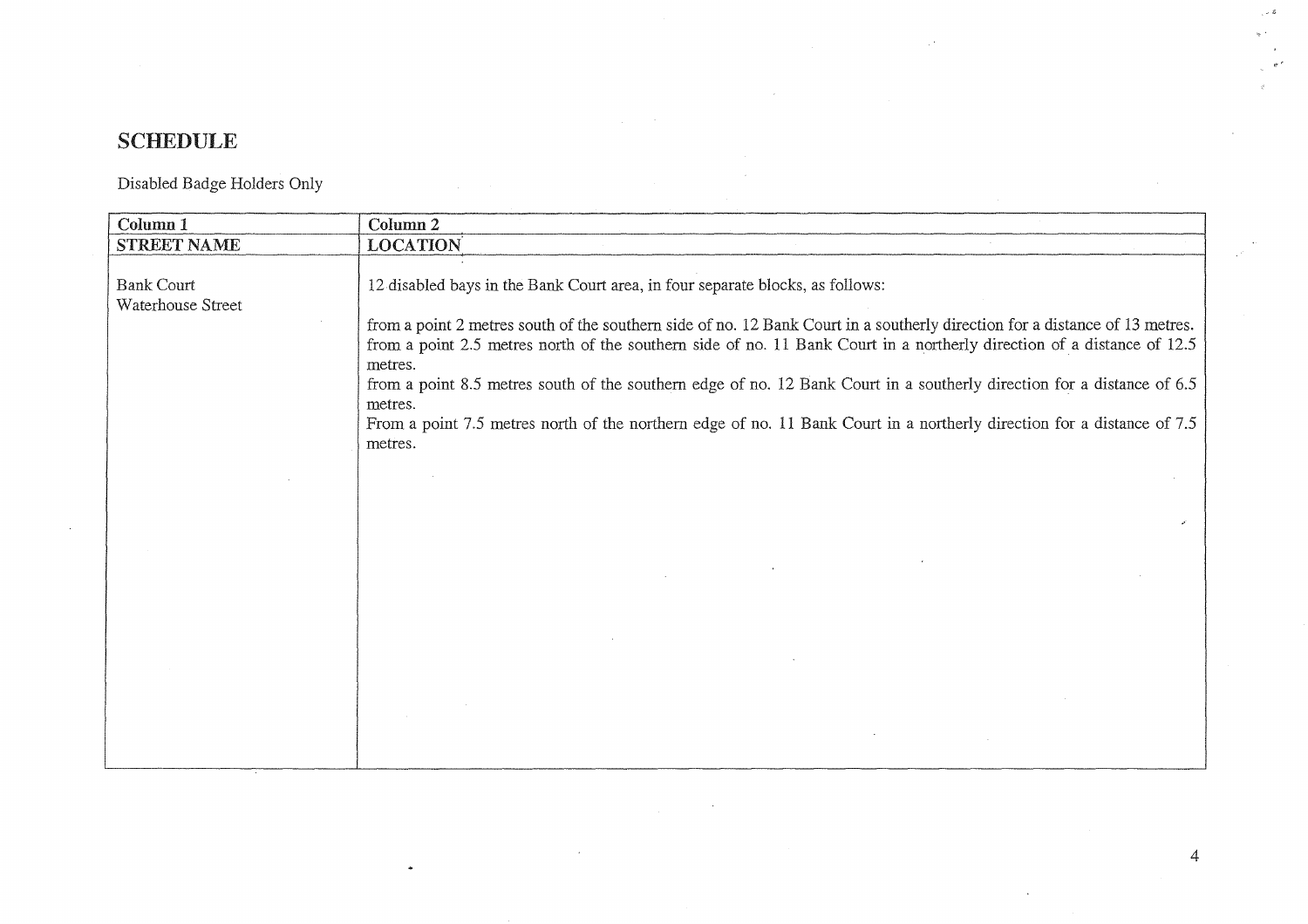## SCHEDULE

Disabled Badge Holders Only

| Column 1 | Column 2 |
| --- | --- |
| **STREET NAME** | **LOCATION** |
| Bank Court<br>Waterhouse Street | 12 disabled bays in the Bank Court area, in four separate blocks, as follows:<br><br>from a point 2 metres south of the southern side of no. 12 Bank Court in a southerly direction for a distance of 13 metres.<br>from a point 2.5 metres north of the southern side of no. 11 Bank Court in a northerly direction of a distance of 12.5 metres.<br>from a point 8.5 metres south of the southern edge of no. 12 Bank Court in a southerly direction for a distance of 6.5 metres.<br>From a point 7.5 metres north of the northern edge of no. 11 Bank Court in a northerly direction for a distance of 7.5 metres. |